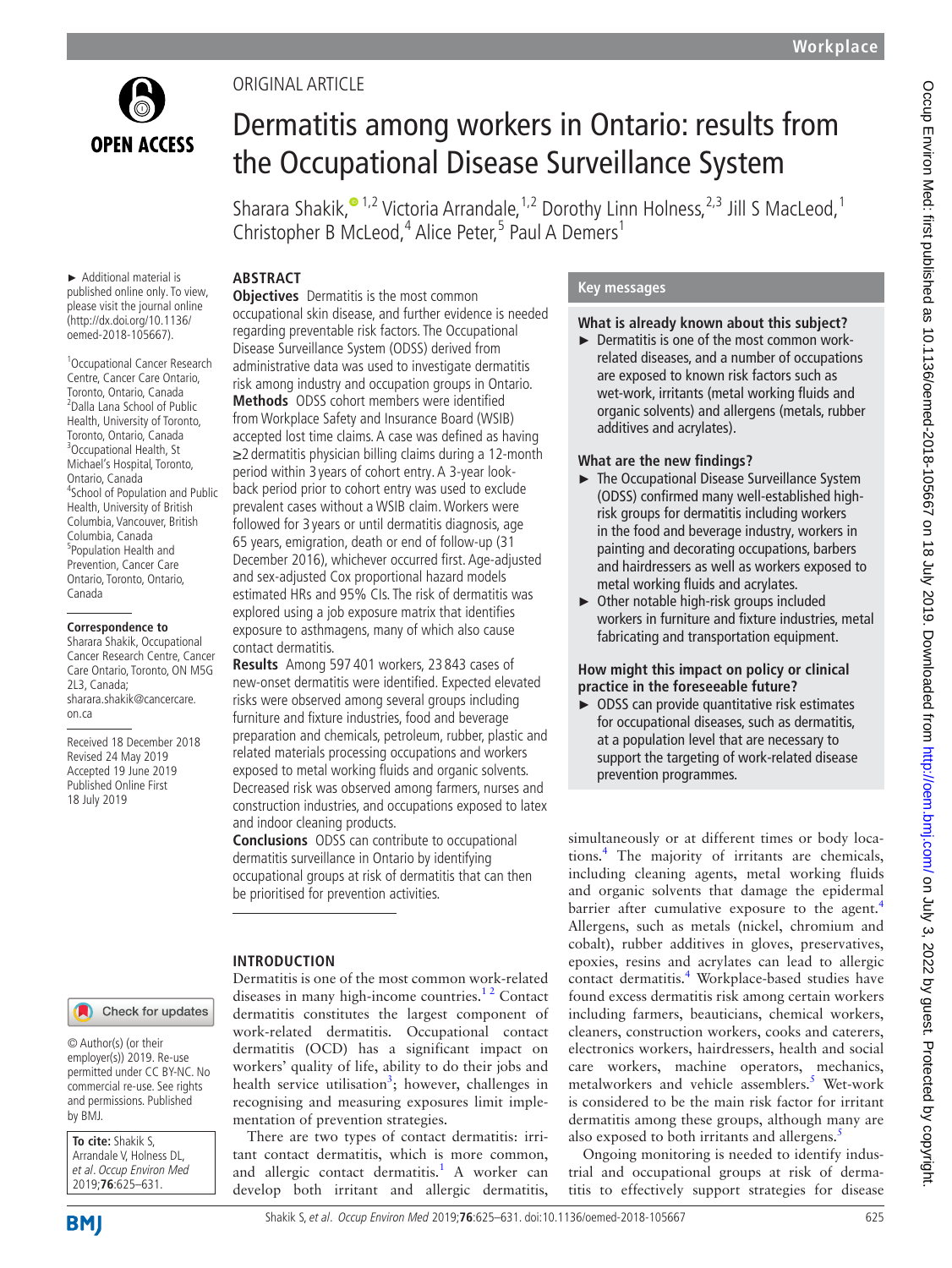ORIGINAL ARTICLE

# Dermatitis among workers in Ontario: results from the Occupational Disease Surveillance System

Sharara Shakik,[1,2] Victoria Arrandale,[1,2] Dorothy Linn Holness,[2,3] Jill S MacLeod,[1] Christopher B McLeod,[4] Alice Peter,[5] Paul A Demers[1]

► Additional material is published online only. To view, please visit the journal online (http://dx.doi.org/10.1136/oemed-2018-105667).

[1]Occupational Cancer Research Centre, Cancer Care Ontario, Toronto, Ontario, Canada
[2]Dalla Lana School of Public Health, University of Toronto, Toronto, Ontario, Canada
[3]Occupational Health, St Michael's Hospital, Toronto, Ontario, Canada
[4]School of Population and Public Health, University of British Columbia, Vancouver, British Columbia, Canada
[5]Population Health and Prevention, Cancer Care Ontario, Toronto, Ontario, Canada

**Correspondence to**
Sharara Shakik, Occupational Cancer Research Centre, Cancer Care Ontario, Toronto, ON M5G 2L3, Canada; sharara.shakik@cancercare.on.ca

Received 18 December 2018
Revised 24 May 2019
Accepted 19 June 2019
Published Online First 18 July 2019

## ABSTRACT

**Objectives** Dermatitis is the most common occupational skin disease, and further evidence is needed regarding preventable risk factors. The Occupational Disease Surveillance System (ODSS) derived from administrative data was used to investigate dermatitis risk among industry and occupation groups in Ontario.

**Methods** ODSS cohort members were identified from Workplace Safety and Insurance Board (WSIB) accepted lost time claims. A case was defined as having ≥2 dermatitis physician billing claims during a 12-month period within 3 years of cohort entry. A 3-year look-back period prior to cohort entry was used to exclude prevalent cases without a WSIB claim. Workers were followed for 3 years or until dermatitis diagnosis, age 65 years, emigration, death or end of follow-up (31 December 2016), whichever occurred first. Age-adjusted and sex-adjusted Cox proportional hazard models estimated HRs and 95% CIs. The risk of dermatitis was explored using a job exposure matrix that identifies exposure to asthmagens, many of which also cause contact dermatitis.

**Results** Among 597 401 workers, 23 843 cases of new-onset dermatitis were identified. Expected elevated risks were observed among several groups including furniture and fixture industries, food and beverage preparation and chemicals, petroleum, rubber, plastic and related materials processing occupations and workers exposed to metal working fluids and organic solvents. Decreased risk was observed among farmers, nurses and construction industries, and occupations exposed to latex and indoor cleaning products.

**Conclusions** ODSS can contribute to occupational dermatitis surveillance in Ontario by identifying occupational groups at risk of dermatitis that can then be prioritised for prevention activities.

## Key messages

**What is already known about this subject?**

► Dermatitis is one of the most common work-related diseases, and a number of occupations are exposed to known risk factors such as wet-work, irritants (metal working fluids and organic solvents) and allergens (metals, rubber additives and acrylates).

**What are the new findings?**

► The Occupational Disease Surveillance System (ODSS) confirmed many well-established high-risk groups for dermatitis including workers in the food and beverage industry, workers in painting and decorating occupations, barbers and hairdressers as well as workers exposed to metal working fluids and acrylates.

► Other notable high-risk groups included workers in furniture and fixture industries, metal fabricating and transportation equipment.

**How might this impact on policy or clinical practice in the foreseeable future?**

► ODSS can provide quantitative risk estimates for occupational diseases, such as dermatitis, at a population level that are necessary to support the targeting of work-related disease prevention programmes.

## INTRODUCTION

Dermatitis is one of the most common work-related diseases in many high-income countries.[1,2] Contact dermatitis constitutes the largest component of work-related dermatitis. Occupational contact dermatitis (OCD) has a significant impact on workers' quality of life, ability to do their jobs and health service utilisation[3]; however, challenges in recognising and measuring exposures limit implementation of prevention strategies.

There are two types of contact dermatitis: irritant contact dermatitis, which is more common, and allergic contact dermatitis.[1] A worker can develop both irritant and allergic dermatitis, simultaneously or at different times or body locations.[4] The majority of irritants are chemicals, including cleaning agents, metal working fluids and organic solvents that damage the epidermal barrier after cumulative exposure to the agent.[4] Allergens, such as metals (nickel, chromium and cobalt), rubber additives in gloves, preservatives, epoxies, resins and acrylates can lead to allergic contact dermatitis.[4] Workplace-based studies have found excess dermatitis risk among certain workers including farmers, beauticians, chemical workers, cleaners, construction workers, cooks and caterers, electronics workers, hairdressers, health and social care workers, machine operators, mechanics, metalworkers and vehicle assemblers.[5] Wet-work is considered to be the main risk factor for irritant dermatitis among these groups, although many are also exposed to both irritants and allergens.[5]

Ongoing monitoring is needed to identify industrial and occupational groups at risk of dermatitis to effectively support strategies for disease

© Author(s) (or their employer(s)) 2019. Re-use permitted under CC BY-NC. No commercial re-use. See rights and permissions. Published by BMJ.

**To cite:** Shakik S, Arrandale V, Holness DL, et al. *Occup Environ Med* 2019;**76**:625–631.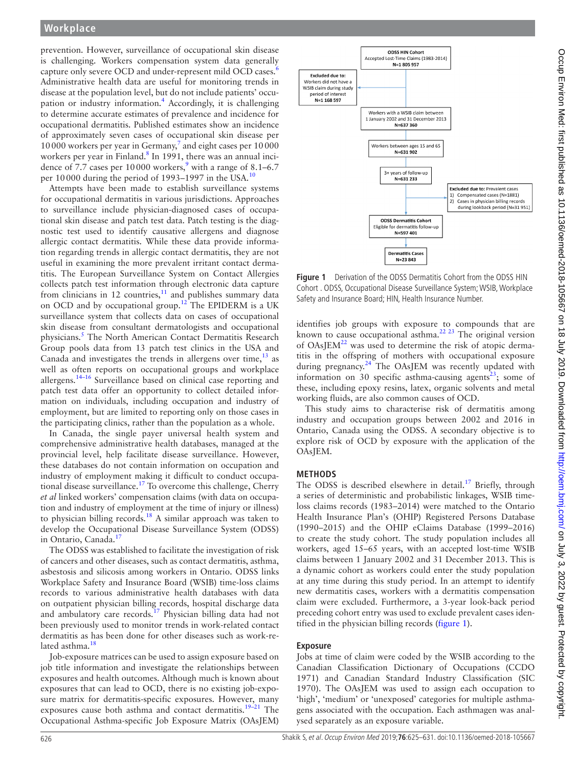prevention. However, surveillance of occupational skin disease is challenging. Workers compensation system data generally capture only severe OCD and under-represent mild OCD cases.[6] Administrative health data are useful for monitoring trends in disease at the population level, but do not include patients' occupation or industry information.[4] Accordingly, it is challenging to determine accurate estimates of prevalence and incidence for occupational dermatitis. Published estimates show an incidence of approximately seven cases of occupational skin disease per 10 000 workers per year in Germany,[7] and eight cases per 10 000 workers per year in Finland.[8] In 1991, there was an annual incidence of 7.7 cases per 10 000 workers,[9] with a range of 8.1–6.7 per 10 000 during the period of 1993–1997 in the USA.[10]

Attempts have been made to establish surveillance systems for occupational dermatitis in various jurisdictions. Approaches to surveillance include physician-diagnosed cases of occupational skin disease and patch test data. Patch testing is the diagnostic test used to identify causative allergens and diagnose allergic contact dermatitis. While these data provide information regarding trends in allergic contact dermatitis, they are not useful in examining the more prevalent irritant contact dermatitis. The European Surveillance System on Contact Allergies collects patch test information through electronic data capture from clinicians in 12 countries,[11] and publishes summary data on OCD and by occupational group.[12] The EPIDERM is a UK surveillance system that collects data on cases of occupational skin disease from consultant dermatologists and occupational physicians.[5] The North American Contact Dermatitis Research Group pools data from 13 patch test clinics in the USA and Canada and investigates the trends in allergens over time,[13] as well as often reports on occupational groups and workplace allergens.[14–16] Surveillance based on clinical case reporting and patch test data offer an opportunity to collect detailed information on individuals, including occupation and industry of employment, but are limited to reporting only on those cases in the participating clinics, rather than the population as a whole.

In Canada, the single payer universal health system and comprehensive administrative health databases, managed at the provincial level, help facilitate disease surveillance. However, these databases do not contain information on occupation and industry of employment making it difficult to conduct occupational disease surveillance.[17] To overcome this challenge, Cherry *et al* linked workers' compensation claims (with data on occupation and industry of employment at the time of injury or illness) to physician billing records.[18] A similar approach was taken to develop the Occupational Disease Surveillance System (ODSS) in Ontario, Canada.[17]

The ODSS was established to facilitate the investigation of risk of cancers and other diseases, such as contact dermatitis, asthma, asbestosis and silicosis among workers in Ontario. ODSS links Workplace Safety and Insurance Board (WSIB) time-loss claims records to various administrative health databases with data on outpatient physician billing records, hospital discharge data and ambulatory care records.[17] Physician billing data had not been previously used to monitor trends in work-related contact dermatitis as has been done for other diseases such as work-related asthma.[18]

Job-exposure matrices can be used to assign exposure based on job title information and investigate the relationships between exposures and health outcomes. Although much is known about exposures that can lead to OCD, there is no existing job-exposure matrix for dermatitis-specific exposures. However, many exposures cause both asthma and contact dermatitis.[19–21] The Occupational Asthma-specific Job Exposure Matrix (OAsJEM) identifies job groups with exposure to compounds that are known to cause occupational asthma.[22 23] The original version of OAsJEM[22] was used to determine the risk of atopic dermatitis in the offspring of mothers with occupational exposure during pregnancy.[24] The OAsJEM was recently updated with information on 30 specific asthma-causing agents[23]; some of these, including epoxy resins, latex, organic solvents and metal working fluids, are also common causes of OCD.

This study aims to characterise risk of dermatitis among industry and occupation groups between 2002 and 2016 in Ontario, Canada using the ODSS. A secondary objective is to explore risk of OCD by exposure with the application of the OAsJEM.

ODSS HIN Cohort
Accepted Lost-Time Claims (1983-2014)
N=1 805 957

Excluded due to:
Workers did not have a WSIB claim during study period of interest
N=1 168 597

Workers with a WSIB claim between 1 January 2002 and 31 December 2013
N=637 360

Workers between ages 15 and 65
N=631 902

3+ years of follow-up
N=631 233

Excluded due to: Prevalent cases
1) Compensated cases (N=1881)
2) Cases in physician billing records during lookback period (N=31 951)

ODSS Dermatitis Cohort
Eligible for dermatitis follow-up
N=597 401

Dermatitis Cases
N=23 843

**Figure 1** Derivation of the ODSS Dermatitis Cohort from the ODSS HIN Cohort . ODSS, Occupational Disease Surveillance System; WSIB, Workplace Safety and Insurance Board; HIN, Health Insurance Number.

## METHODS

The ODSS is described elsewhere in detail.[17] Briefly, through a series of deterministic and probabilistic linkages, WSIB time-loss claims records (1983–2014) were matched to the Ontario Health Insurance Plan's (OHIP) Registered Persons Database (1990–2015) and the OHIP eClaims Database (1999–2016) to create the study cohort. The study population includes all workers, aged 15–65 years, with an accepted lost-time WSIB claims between 1 January 2002 and 31 December 2013. This is a dynamic cohort as workers could enter the study population at any time during this study period. In an attempt to identify new dermatitis cases, workers with a dermatitis compensation claim were excluded. Furthermore, a 3-year look-back period preceding cohort entry was used to exclude prevalent cases identified in the physician billing records (figure 1).

### Exposure

Jobs at time of claim were coded by the WSIB according to the Canadian Classification Dictionary of Occupations (CCDO 1971) and Canadian Standard Industry Classification (SIC 1970). The OAsJEM was used to assign each occupation to 'high', 'medium' or 'unexposed' categories for multiple asthmagens associated with the occupation. Each asthmagen was analysed separately as an exposure variable.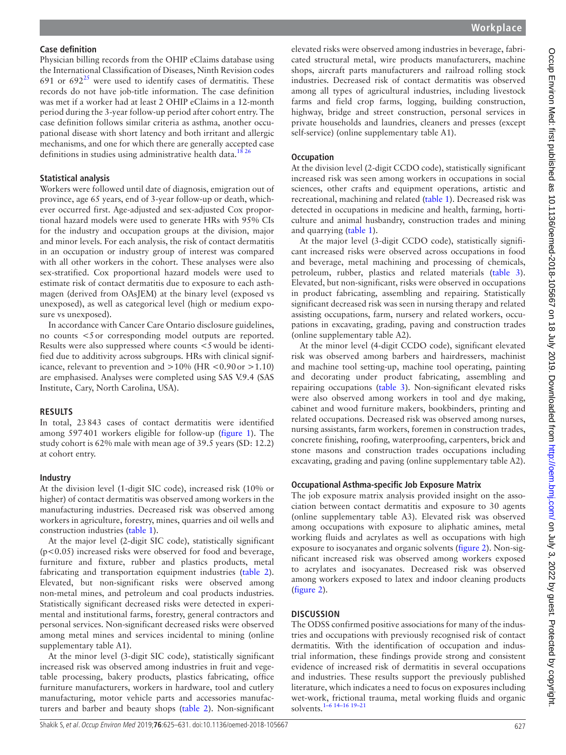### Case definition

Physician billing records from the OHIP eClaims database using the International Classification of Diseases, Ninth Revision codes 691 or 692[25] were used to identify cases of dermatitis. These records do not have job-title information. The case definition was met if a worker had at least 2 OHIP eClaims in a 12-month period during the 3-year follow-up period after cohort entry. The case definition follows similar criteria as asthma, another occupational disease with short latency and both irritant and allergic mechanisms, and one for which there are generally accepted case definitions in studies using administrative health data.[18 26]

### Statistical analysis

Workers were followed until date of diagnosis, emigration out of province, age 65 years, end of 3-year follow-up or death, whichever occurred first. Age-adjusted and sex-adjusted Cox proportional hazard models were used to generate HRs with 95% CIs for the industry and occupation groups at the division, major and minor levels. For each analysis, the risk of contact dermatitis in an occupation or industry group of interest was compared with all other workers in the cohort. These analyses were also sex-stratified. Cox proportional hazard models were used to estimate risk of contact dermatitis due to exposure to each asthmagen (derived from OAsJEM) at the binary level (exposed vs unexposed), as well as categorical level (high or medium exposure vs unexposed).

In accordance with Cancer Care Ontario disclosure guidelines, no counts <5 or corresponding model outputs are reported. Results were also suppressed where counts <5 would be identified due to additivity across subgroups. HRs with clinical significance, relevant to prevention and >10% (HR <0.90 or >1.10) are emphasised. Analyses were completed using SAS V.9.4 (SAS Institute, Cary, North Carolina, USA).

## RESULTS

In total, 23 843 cases of contact dermatitis were identified among 597 401 workers eligible for follow-up (figure 1). The study cohort is 62% male with mean age of 39.5 years (SD: 12.2) at cohort entry.

### Industry

At the division level (1-digit SIC code), increased risk (10% or higher) of contact dermatitis was observed among workers in the manufacturing industries. Decreased risk was observed among workers in agriculture, forestry, mines, quarries and oil wells and construction industries (table 1).

At the major level (2-digit SIC code), statistically significant ($p<0.05$) increased risks were observed for food and beverage, furniture and fixture, rubber and plastics products, metal fabricating and transportation equipment industries (table 2). Elevated, but non-significant risks were observed among non-metal mines, and petroleum and coal products industries. Statistically significant decreased risks were detected in experimental and institutional farms, forestry, general contractors and personal services. Non-significant decreased risks were observed among metal mines and services incidental to mining (online supplementary table A1).

At the minor level (3-digit SIC code), statistically significant increased risk was observed among industries in fruit and vegetable processing, bakery products, plastics fabricating, office furniture manufacturers, workers in hardware, tool and cutlery manufacturing, motor vehicle parts and accessories manufacturers and barber and beauty shops (table 2). Non-significant elevated risks were observed among industries in beverage, fabricated structural metal, wire products manufacturers, machine shops, aircraft parts manufacturers and railroad rolling stock industries. Decreased risk of contact dermatitis was observed among all types of agricultural industries, including livestock farms and field crop farms, logging, building construction, highway, bridge and street construction, personal services in private households and laundries, cleaners and presses (except self-service) (online supplementary table A1).

### Occupation

At the division level (2-digit CCDO code), statistically significant increased risk was seen among workers in occupations in social sciences, other crafts and equipment operations, artistic and recreational, machining and related (table 1). Decreased risk was detected in occupations in medicine and health, farming, horticulture and animal husbandry, construction trades and mining and quarrying (table 1).

At the major level (3-digit CCDO code), statistically significant increased risks were observed across occupations in food and beverage, metal machining and processing of chemicals, petroleum, rubber, plastics and related materials (table 3). Elevated, but non-significant, risks were observed in occupations in product fabricating, assembling and repairing. Statistically significant decreased risk was seen in nursing therapy and related assisting occupations, farm, nursery and related workers, occupations in excavating, grading, paving and construction trades (online supplementary table A2).

At the minor level (4-digit CCDO code), significant elevated risk was observed among barbers and hairdressers, machinist and machine tool setting-up, machine tool operating, painting and decorating under product fabricating, assembling and repairing occupations (table 3). Non-significant elevated risks were also observed among workers in tool and dye making, cabinet and wood furniture makers, bookbinders, printing and related occupations. Decreased risk was observed among nurses, nursing assistants, farm workers, foremen in construction trades, concrete finishing, roofing, waterproofing, carpenters, brick and stone masons and construction trades occupations including excavating, grading and paving (online supplementary table A2).

### Occupational Asthma-specific Job Exposure Matrix

The job exposure matrix analysis provided insight on the association between contact dermatitis and exposure to 30 agents (online supplementary table A3). Elevated risk was observed among occupations with exposure to aliphatic amines, metal working fluids and acrylates as well as occupations with high exposure to isocyanates and organic solvents (figure 2). Non-significant increased risk was observed among workers exposed to acrylates and isocyanates. Decreased risk was observed among workers exposed to latex and indoor cleaning products (figure 2).

## DISCUSSION

The ODSS confirmed positive associations for many of the industries and occupations with previously recognised risk of contact dermatitis. With the identification of occupation and industrial information, these findings provide strong and consistent evidence of increased risk of dermatitis in several occupations and industries. These results support the previously published literature, which indicates a need to focus on exposures including wet-work, frictional trauma, metal working fluids and organic solvents.[1–6 14–16 19–21]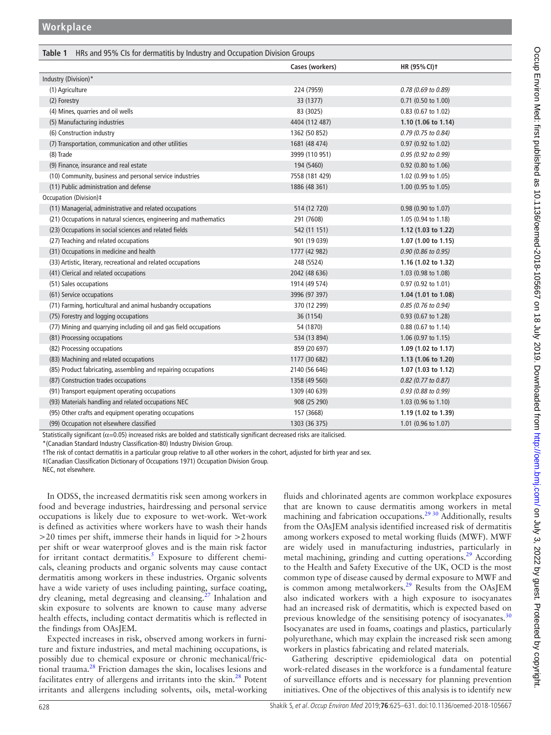**Table 1** HRs and 95% CIs for dermatitis by Industry and Occupation Division Groups

| | Cases (workers) | HR (95% CI)† |
|---|---|---|
| Industry (Division)* | | |
| (1) Agriculture | 224 (7959) | *0.78 (0.69 to 0.89)* |
| (2) Forestry | 33 (1377) | 0.71 (0.50 to 1.00) |
| (4) Mines, quarries and oil wells | 83 (3025) | 0.83 (0.67 to 1.02) |
| (5) Manufacturing industries | 4404 (112 487) | **1.10 (1.06 to 1.14)** |
| (6) Construction industry | 1362 (50 852) | *0.79 (0.75 to 0.84)* |
| (7) Transportation, communication and other utilities | 1681 (48 474) | 0.97 (0.92 to 1.02) |
| (8) Trade | 3999 (110 951) | *0.95 (0.92 to 0.99)* |
| (9) Finance, insurance and real estate | 194 (5460) | 0.92 (0.80 to 1.06) |
| (10) Community, business and personal service industries | 7558 (181 429) | 1.02 (0.99 to 1.05) |
| (11) Public administration and defense | 1886 (48 361) | 1.00 (0.95 to 1.05) |
| Occupation (Division)‡ | | |
| (11) Managerial, administrative and related occupations | 514 (12 720) | 0.98 (0.90 to 1.07) |
| (21) Occupations in natural sciences, engineering and mathematics | 291 (7608) | 1.05 (0.94 to 1.18) |
| (23) Occupations in social sciences and related fields | 542 (11 151) | **1.12 (1.03 to 1.22)** |
| (27) Teaching and related occupations | 901 (19 039) | **1.07 (1.00 to 1.15)** |
| (31) Occupations in medicine and health | 1777 (42 982) | *0.90 (0.86 to 0.95)* |
| (33) Artistic, literary, recreational and related occupations | 248 (5524) | **1.16 (1.02 to 1.32)** |
| (41) Clerical and related occupations | 2042 (48 636) | 1.03 (0.98 to 1.08) |
| (51) Sales occupations | 1914 (49 574) | 0.97 (0.92 to 1.01) |
| (61) Service occupations | 3996 (97 397) | **1.04 (1.01 to 1.08)** |
| (71) Farming, horticultural and animal husbandry occupations | 370 (12 299) | *0.85 (0.76 to 0.94)* |
| (75) Forestry and logging occupations | 36 (1154) | 0.93 (0.67 to 1.28) |
| (77) Mining and quarrying including oil and gas field occupations | 54 (1870) | 0.88 (0.67 to 1.14) |
| (81) Processing occupations | 534 (13 894) | 1.06 (0.97 to 1.15) |
| (82) Processing occupations | 859 (20 697) | **1.09 (1.02 to 1.17)** |
| (83) Machining and related occupations | 1177 (30 682) | **1.13 (1.06 to 1.20)** |
| (85) Product fabricating, assembling and repairing occupations | 2140 (56 646) | **1.07 (1.03 to 1.12)** |
| (87) Construction trades occupations | 1358 (49 560) | *0.82 (0.77 to 0.87)* |
| (91) Transport equipment operating occupations | 1309 (40 639) | *0.93 (0.88 to 0.99)* |
| (93) Materials handling and related occupations NEC | 908 (25 290) | 1.03 (0.96 to 1.10) |
| (95) Other crafts and equipment operating occupations | 157 (3668) | **1.19 (1.02 to 1.39)** |
| (99) Occupation not elsewhere classified | 1303 (36 375) | 1.01 (0.96 to 1.07) |

Statistically significant ($\alpha$=0.05) increased risks are bolded and statistically significant decreased risks are italicised.

*(Canadian Standard Industry Classification-80) Industry Division Group.

†The risk of contact dermatitis in a particular group relative to all other workers in the cohort, adjusted for birth year and sex.

‡(Canadian Classification Dictionary of Occupations 1971) Occupation Division Group.

NEC, not elsewhere.

In ODSS, the increased dermatitis risk seen among workers in food and beverage industries, hairdressing and personal service occupations is likely due to exposure to wet-work. Wet-work is defined as activities where workers have to wash their hands >20 times per shift, immerse their hands in liquid for >2 hours per shift or wear waterproof gloves and is the main risk factor for irritant contact dermatitis.[5] Exposure to different chemicals, cleaning products and organic solvents may cause contact dermatitis among workers in these industries. Organic solvents have a wide variety of uses including painting, surface coating, dry cleaning, metal degreasing and cleansing.[27] Inhalation and skin exposure to solvents are known to cause many adverse health effects, including contact dermatitis which is reflected in the findings from OAsJEM.

Expected increases in risk, observed among workers in furniture and fixture industries, and metal machining occupations, is possibly due to chemical exposure or chronic mechanical/frictional trauma.[28] Friction damages the skin, localises lesions and facilitates entry of allergens and irritants into the skin.[28] Potent irritants and allergens including solvents, oils, metal-working fluids and chlorinated agents are common workplace exposures that are known to cause dermatitis among workers in metal machining and fabrication occupations.[29,30] Additionally, results from the OAsJEM analysis identified increased risk of dermatitis among workers exposed to metal working fluids (MWF). MWF are widely used in manufacturing industries, particularly in metal machining, grinding and cutting operations.[29] According to the Health and Safety Executive of the UK, OCD is the most common type of disease caused by dermal exposure to MWF and is common among metalworkers.[29] Results from the OAsJEM also indicated workers with a high exposure to isocyanates had an increased risk of dermatitis, which is expected based on previous knowledge of the sensitising potency of isocyanates.[30] Isocyanates are used in foams, coatings and plastics, particularly polyurethane, which may explain the increased risk seen among workers in plastics fabricating and related materials.

Gathering descriptive epidemiological data on potential work-related diseases in the workforce is a fundamental feature of surveillance efforts and is necessary for planning prevention initiatives. One of the objectives of this analysis is to identify new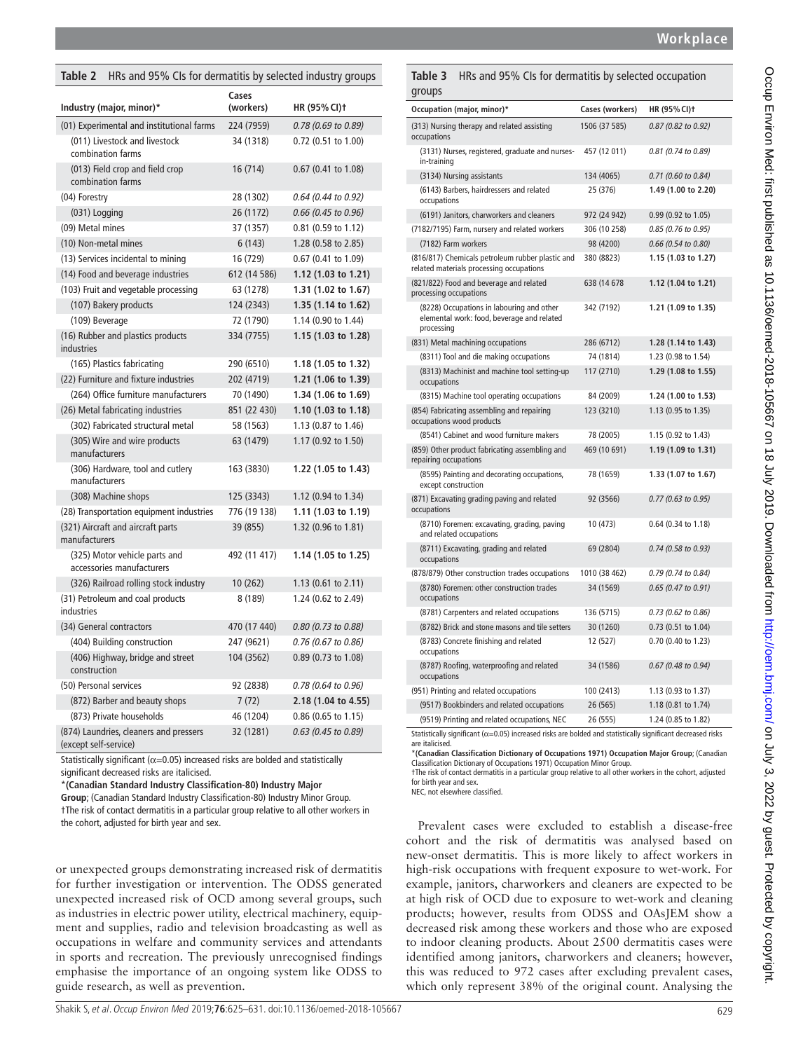**Table 2** HRs and 95% CIs for dermatitis by selected industry groups

| Industry (major, minor)* | Cases (workers) | HR (95% CI)† |
|---|---|---|
| (01) Experimental and institutional farms | 224 (7959) | *0.78 (0.69 to 0.89)* |
| (011) Livestock and livestock combination farms | 34 (1318) | 0.72 (0.51 to 1.00) |
| (013) Field crop and field crop combination farms | 16 (714) | 0.67 (0.41 to 1.08) |
| (04) Forestry | 28 (1302) | *0.64 (0.44 to 0.92)* |
| (031) Logging | 26 (1172) | *0.66 (0.45 to 0.96)* |
| (09) Metal mines | 37 (1357) | 0.81 (0.59 to 1.12) |
| (10) Non-metal mines | 6 (143) | 1.28 (0.58 to 2.85) |
| (13) Services incidental to mining | 16 (729) | 0.67 (0.41 to 1.09) |
| (14) Food and beverage industries | 612 (14 586) | **1.12 (1.03 to 1.21)** |
| (103) Fruit and vegetable processing | 63 (1278) | **1.31 (1.02 to 1.67)** |
| (107) Bakery products | 124 (2343) | **1.35 (1.14 to 1.62)** |
| (109) Beverage | 72 (1790) | 1.14 (0.90 to 1.44) |
| (16) Rubber and plastics products industries | 334 (7755) | **1.15 (1.03 to 1.28)** |
| (165) Plastics fabricating | 290 (6510) | **1.18 (1.05 to 1.32)** |
| (22) Furniture and fixture industries | 202 (4719) | **1.21 (1.06 to 1.39)** |
| (264) Office furniture manufacturers | 70 (1490) | **1.34 (1.06 to 1.69)** |
| (26) Metal fabricating industries | 851 (22 430) | **1.10 (1.03 to 1.18)** |
| (302) Fabricated structural metal | 58 (1563) | 1.13 (0.87 to 1.46) |
| (305) Wire and wire products manufacturers | 63 (1479) | 1.17 (0.92 to 1.50) |
| (306) Hardware, tool and cutlery manufacturers | 163 (3830) | **1.22 (1.05 to 1.43)** |
| (308) Machine shops | 125 (3343) | 1.12 (0.94 to 1.34) |
| (28) Transportation equipment industries | 776 (19 138) | **1.11 (1.03 to 1.19)** |
| (321) Aircraft and aircraft parts manufacturers | 39 (855) | 1.32 (0.96 to 1.81) |
| (325) Motor vehicle parts and accessories manufacturers | 492 (11 417) | **1.14 (1.05 to 1.25)** |
| (326) Railroad rolling stock industry | 10 (262) | 1.13 (0.61 to 2.11) |
| (31) Petroleum and coal products industries | 8 (189) | 1.24 (0.62 to 2.49) |
| (34) General contractors | 470 (17 440) | *0.80 (0.73 to 0.88)* |
| (404) Building construction | 247 (9621) | *0.76 (0.67 to 0.86)* |
| (406) Highway, bridge and street construction | 104 (3562) | 0.89 (0.73 to 1.08) |
| (50) Personal services | 92 (2838) | *0.78 (0.64 to 0.96)* |
| (872) Barber and beauty shops | 7 (72) | **2.18 (1.04 to 4.55)** |
| (873) Private households | 46 (1204) | 0.86 (0.65 to 1.15) |
| (874) Laundries, cleaners and pressers (except self-service) | 32 (1281) | *0.63 (0.45 to 0.89)* |

Statistically significant (α=0.05) increased risks are bolded and statistically significant decreased risks are italicised.

*(Canadian Standard Industry Classification-80) Industry Major Group; (Canadian Standard Industry Classification-80) Industry Minor Group.

†The risk of contact dermatitis in a particular group relative to all other workers in the cohort, adjusted for birth year and sex.

or unexpected groups demonstrating increased risk of dermatitis for further investigation or intervention. The ODSS generated unexpected increased risk of OCD among several groups, such as industries in electric power utility, electrical machinery, equipment and supplies, radio and television broadcasting as well as occupations in welfare and community services and attendants in sports and recreation. The previously unrecognised findings emphasise the importance of an ongoing system like ODSS to guide research, as well as prevention.

**Table 3** HRs and 95% CIs for dermatitis by selected occupation groups

| Occupation (major, minor)* | Cases (workers) | HR (95% CI)† |
|---|---|---|
| (313) Nursing therapy and related assisting occupations | 1506 (37 585) | *0.87 (0.82 to 0.92)* |
| (3131) Nurses, registered, graduate and nurses-in-training | 457 (12 011) | *0.81 (0.74 to 0.89)* |
| (3134) Nursing assistants | 134 (4065) | *0.71 (0.60 to 0.84)* |
| (6143) Barbers, hairdressers and related occupations | 25 (376) | **1.49 (1.00 to 2.20)** |
| (6191) Janitors, charworkers and cleaners | 972 (24 942) | 0.99 (0.92 to 1.05) |
| (7182/7195) Farm, nursery and related workers | 306 (10 258) | *0.85 (0.76 to 0.95)* |
| (7182) Farm workers | 98 (4200) | *0.66 (0.54 to 0.80)* |
| (816/817) Chemicals petroleum rubber plastic and related materials processing occupations | 380 (8823) | **1.15 (1.03 to 1.27)** |
| (821/822) Food and beverage and related processing occupations | 638 (14 678 | **1.12 (1.04 to 1.21)** |
| (8228) Occupations in labouring and other elemental work: food, beverage and related processing | 342 (7192) | **1.21 (1.09 to 1.35)** |
| (831) Metal machining occupations | 286 (6712) | **1.28 (1.14 to 1.43)** |
| (8311) Tool and die making occupations | 74 (1814) | 1.23 (0.98 to 1.54) |
| (8313) Machinist and machine tool setting-up occupations | 117 (2710) | **1.29 (1.08 to 1.55)** |
| (8315) Machine tool operating occupations | 84 (2009) | **1.24 (1.00 to 1.53)** |
| (854) Fabricating assembling and repairing occupations wood products | 123 (3210) | 1.13 (0.95 to 1.35) |
| (8541) Cabinet and wood furniture makers | 78 (2005) | 1.15 (0.92 to 1.43) |
| (859) Other product fabricating assembling and repairing occupations | 469 (10 691) | **1.19 (1.09 to 1.31)** |
| (8595) Painting and decorating occupations, except construction | 78 (1659) | **1.33 (1.07 to 1.67)** |
| (871) Excavating grading paving and related occupations | 92 (3566) | *0.77 (0.63 to 0.95)* |
| (8710) Foremen: excavating, grading, paving and related occupations | 10 (473) | 0.64 (0.34 to 1.18) |
| (8711) Excavating, grading and related occupations | 69 (2804) | *0.74 (0.58 to 0.93)* |
| (878/879) Other construction trades occupations | 1010 (38 462) | *0.79 (0.74 to 0.84)* |
| (8780) Foremen: other construction trades occupations | 34 (1569) | *0.65 (0.47 to 0.91)* |
| (8781) Carpenters and related occupations | 136 (5715) | *0.73 (0.62 to 0.86)* |
| (8782) Brick and stone masons and tile setters | 30 (1260) | 0.73 (0.51 to 1.04) |
| (8783) Concrete finishing and related occupations | 12 (527) | 0.70 (0.40 to 1.23) |
| (8787) Roofing, waterproofing and related occupations | 34 (1586) | *0.67 (0.48 to 0.94)* |
| (951) Printing and related occupations | 100 (2413) | 1.13 (0.93 to 1.37) |
| (9517) Bookbinders and related occupations | 26 (565) | 1.18 (0.81 to 1.74) |
| (9519) Printing and related occupations, NEC | 26 (555) | 1.24 (0.85 to 1.82) |

Statistically significant (α=0.05) increased risks are bolded and statistically significant decreased risks are italicised.

*(Canadian Classification Dictionary of Occupations 1971) Occupation Major Group; (Canadian Classification Dictionary of Occupations 1971) Occupation Minor Group.

†The risk of contact dermatitis in a particular group relative to all other workers in the cohort, adjusted for birth year and sex.

NEC, not elsewhere classified.

Prevalent cases were excluded to establish a disease-free cohort and the risk of dermatitis was analysed based on new-onset dermatitis. This is more likely to affect workers in high-risk occupations with frequent exposure to wet-work. For example, janitors, charworkers and cleaners are expected to be at high risk of OCD due to exposure to wet-work and cleaning products; however, results from ODSS and OAsJEM show a decreased risk among these workers and those who are exposed to indoor cleaning products. About 2500 dermatitis cases were identified among janitors, charworkers and cleaners; however, this was reduced to 972 cases after excluding prevalent cases, which only represent 38% of the original count. Analysing the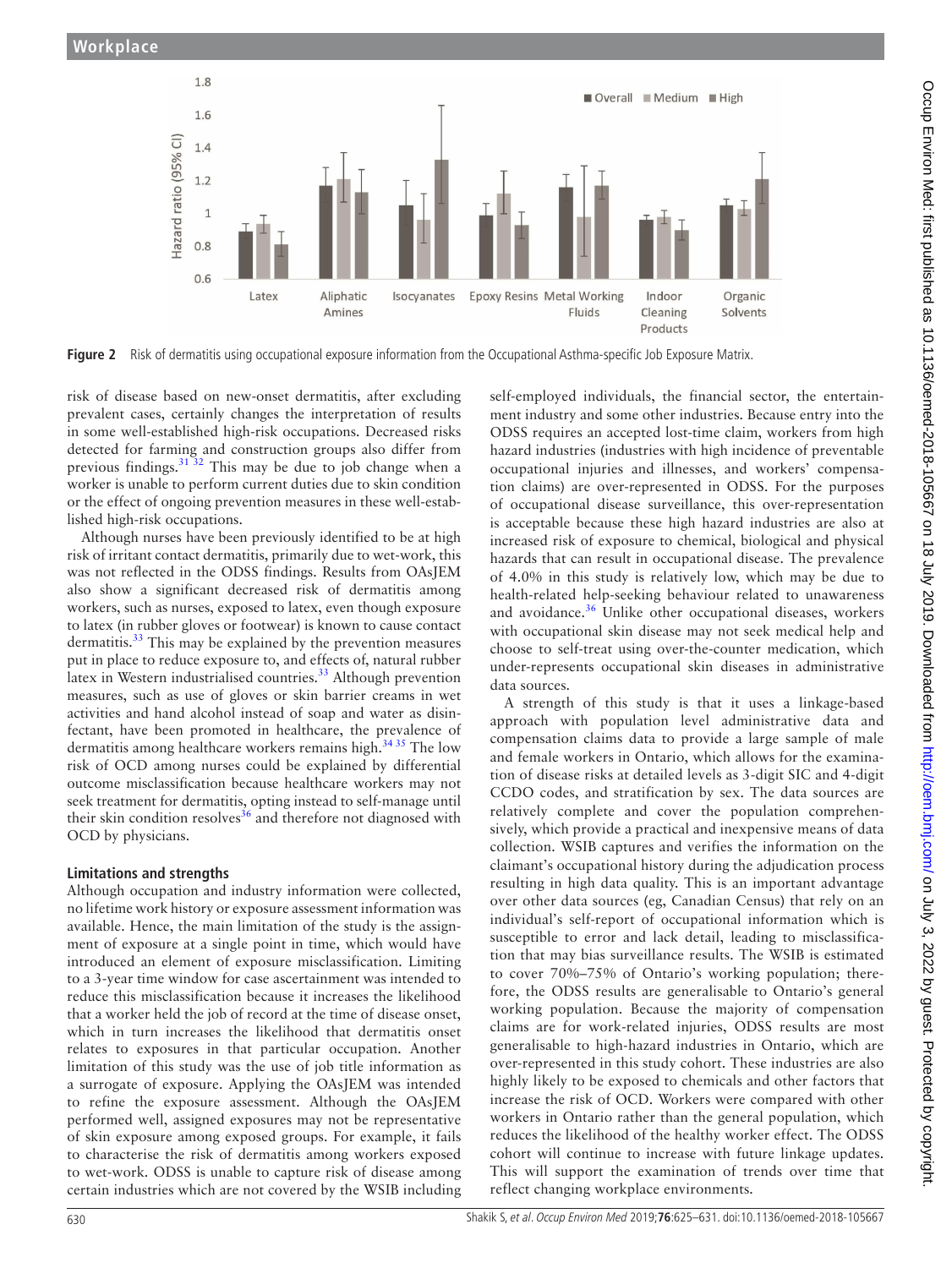**Figure 2** Risk of dermatitis using occupational exposure information from the Occupational Asthma-specific Job Exposure Matrix.

risk of disease based on new-onset dermatitis, after excluding prevalent cases, certainly changes the interpretation of results in some well-established high-risk occupations. Decreased risks detected for farming and construction groups also differ from previous findings.[31 32] This may be due to job change when a worker is unable to perform current duties due to skin condition or the effect of ongoing prevention measures in these well-established high-risk occupations.

Although nurses have been previously identified to be at high risk of irritant contact dermatitis, primarily due to wet-work, this was not reflected in the ODSS findings. Results from OAsJEM also show a significant decreased risk of dermatitis among workers, such as nurses, exposed to latex, even though exposure to latex (in rubber gloves or footwear) is known to cause contact dermatitis.[33] This may be explained by the prevention measures put in place to reduce exposure to, and effects of, natural rubber latex in Western industrialised countries.[33] Although prevention measures, such as use of gloves or skin barrier creams in wet activities and hand alcohol instead of soap and water as disinfectant, have been promoted in healthcare, the prevalence of dermatitis among healthcare workers remains high.[34 35] The low risk of OCD among nurses could be explained by differential outcome misclassification because healthcare workers may not seek treatment for dermatitis, opting instead to self-manage until their skin condition resolves[36] and therefore not diagnosed with OCD by physicians.

### Limitations and strengths

Although occupation and industry information were collected, no lifetime work history or exposure assessment information was available. Hence, the main limitation of the study is the assignment of exposure at a single point in time, which would have introduced an element of exposure misclassification. Limiting to a 3-year time window for case ascertainment was intended to reduce this misclassification because it increases the likelihood that a worker held the job of record at the time of disease onset, which in turn increases the likelihood that dermatitis onset relates to exposures in that particular occupation. Another limitation of this study was the use of job title information as a surrogate of exposure. Applying the OAsJEM was intended to refine the exposure assessment. Although the OAsJEM performed well, assigned exposures may not be representative of skin exposure among exposed groups. For example, it fails to characterise the risk of dermatitis among workers exposed to wet-work. ODSS is unable to capture risk of disease among certain industries which are not covered by the WSIB including self-employed individuals, the financial sector, the entertainment industry and some other industries. Because entry into the ODSS requires an accepted lost-time claim, workers from high hazard industries (industries with high incidence of preventable occupational injuries and illnesses, and workers' compensation claims) are over-represented in ODSS. For the purposes of occupational disease surveillance, this over-representation is acceptable because these high hazard industries are also at increased risk of exposure to chemical, biological and physical hazards that can result in occupational disease. The prevalence of 4.0% in this study is relatively low, which may be due to health-related help-seeking behaviour related to unawareness and avoidance.[36] Unlike other occupational diseases, workers with occupational skin disease may not seek medical help and choose to self-treat using over-the-counter medication, which under-represents occupational skin diseases in administrative data sources.

A strength of this study is that it uses a linkage-based approach with population level administrative data and compensation claims data to provide a large sample of male and female workers in Ontario, which allows for the examination of disease risks at detailed levels as 3-digit SIC and 4-digit CCDO codes, and stratification by sex. The data sources are relatively complete and cover the population comprehensively, which provide a practical and inexpensive means of data collection. WSIB captures and verifies the information on the claimant's occupational history during the adjudication process resulting in high data quality. This is an important advantage over other data sources (eg, Canadian Census) that rely on an individual's self-report of occupational information which is susceptible to error and lack detail, leading to misclassification that may bias surveillance results. The WSIB is estimated to cover 70%–75% of Ontario's working population; therefore, the ODSS results are generalisable to Ontario's general working population. Because the majority of compensation claims are for work-related injuries, ODSS results are most generalisable to high-hazard industries in Ontario, which are over-represented in this study cohort. These industries are also highly likely to be exposed to chemicals and other factors that increase the risk of OCD. Workers were compared with other workers in Ontario rather than the general population, which reduces the likelihood of the healthy worker effect. The ODSS cohort will continue to increase with future linkage updates. This will support the examination of trends over time that reflect changing workplace environments.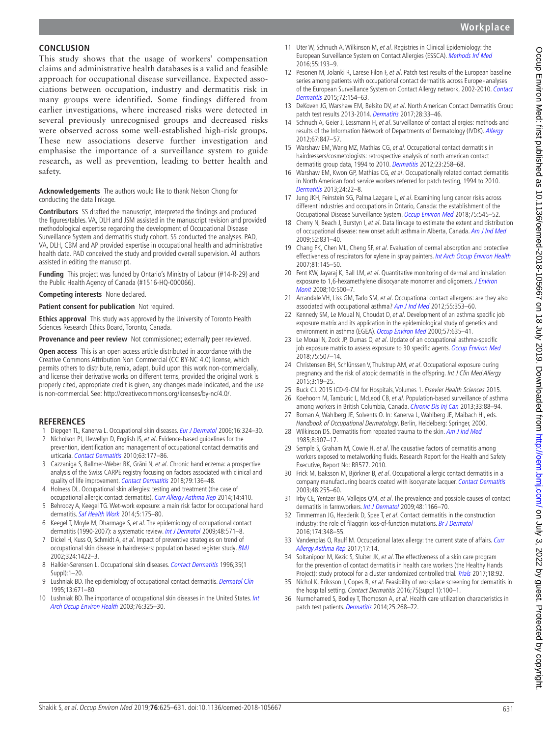## CONCLUSION

This study shows that the usage of workers' compensation claims and administrative health databases is a valid and feasible approach for occupational disease surveillance. Expected associations between occupation, industry and dermatitis risk in many groups were identified. Some findings differed from earlier investigations, where increased risks were detected in several previously unrecognised groups and decreased risks were observed across some well-established high-risk groups. These new associations deserve further investigation and emphasise the importance of a surveillance system to guide research, as well as prevention, leading to better health and safety.

**Acknowledgements** The authors would like to thank Nelson Chong for conducting the data linkage.

**Contributors** SS drafted the manuscript, interpreted the findings and produced the figures/tables. VA, DLH and JSM assisted in the manuscript revision and provided methodological expertise regarding the development of Occupational Disease Surveillance System and dermatitis study cohort. SS conducted the analyses. PAD, VA, DLH, CBM and AP provided expertise in occupational health and administrative health data. PAD conceived the study and provided overall supervision. All authors assisted in editing the manuscript.

**Funding** This project was funded by Ontario's Ministry of Labour (#14-R-29) and the Public Health Agency of Canada (#1516-HQ-000066).

**Competing interests** None declared.

**Patient consent for publication** Not required.

**Ethics approval** This study was approved by the University of Toronto Health Sciences Research Ethics Board, Toronto, Canada.

**Provenance and peer review** Not commissioned; externally peer reviewed.

**Open access** This is an open access article distributed in accordance with the Creative Commons Attribution Non Commercial (CC BY-NC 4.0) license, which permits others to distribute, remix, adapt, build upon this work non-commercially, and license their derivative works on different terms, provided the original work is properly cited, appropriate credit is given, any changes made indicated, and the use is non-commercial. See: http://creativecommons.org/licenses/by-nc/4.0/.

## REFERENCES

1. Diepgen TL, Kanerva L. Occupational skin diseases. *Eur J Dermatol* 2006;16:324–30.
2. Nicholson PJ, Llewellyn D, English JS, *et al*. Evidence-based guidelines for the prevention, identification and management of occupational contact dermatitis and urticaria. *Contact Dermatitis* 2010;63:177–86.
3. Cazzaniga S, Ballmer-Weber BK, Gräni N, *et al*. Chronic hand eczema: a prospective analysis of the Swiss CARPE registry focusing on factors associated with clinical and quality of life improvement. *Contact Dermatitis* 2018;79:136–48.
4. Holness DL. Occupational skin allergies: testing and treatment (the case of occupational allergic contact dermatitis). *Curr Allergy Asthma Rep* 2014;14:410.
5. Behroozy A, Keegel TG. Wet-work exposure: a main risk factor for occupational hand dermatitis. *Saf Health Work* 2014;5:175–80.
6. Keegel T, Moyle M, Dharmage S, *et al*. The epidemiology of occupational contact dermatitis (1990-2007): a systematic review. *Int J Dermatol* 2009;48:571–8.
7. Dickel H, Kuss O, Schmidt A, *et al*. Impact of preventive strategies on trend of occupational skin disease in hairdressers: population based register study. *BMJ* 2002;324:1422–3.
8. Halkier-Sørensen L. Occupational skin diseases. *Contact Dermatitis* 1996;35(1 Suppl):1–20.
9. Lushniak BD. The epidemiology of occupational contact dermatitis. *Dermatol Clin* 1995;13:671–80.
10. Lushniak BD. The importance of occupational skin diseases in the United States. *Int Arch Occup Environ Health* 2003;76:325–30.
11. Uter W, Schnuch A, Wilkinson M, *et al*. Registries in Clinical Epidemiology: the European Surveillance System on Contact Allergies (ESSCA). *Methods Inf Med* 2016;55:193–9.
12. Pesonen M, Jolanki R, Larese Filon F, *et al*. Patch test results of the European baseline series among patients with occupational contact dermatitis across Europe - analyses of the European Surveillance System on Contact Allergy network, 2002-2010. *Contact Dermatitis* 2015;72:154–63.
13. DeKoven JG, Warshaw EM, Belsito DV, *et al*. North American Contact Dermatitis Group patch test results 2013-2014. *Dermatitis* 2017;28:33–46.
14. Schnuch A, Geier J, Lessmann H, *et al*. Surveillance of contact allergies: methods and results of the Information Network of Departments of Dermatology (IVDK). *Allergy* 2012;67:847–57.
15. Warshaw EM, Wang MZ, Mathias CG, *et al*. Occupational contact dermatitis in hairdressers/cosmetologists: retrospective analysis of north american contact dermatitis group data, 1994 to 2010. *Dermatitis* 2012;23:258–68.
16. Warshaw EM, Kwon GP, Mathias CG, *et al*. Occupationally related contact dermatitis in North American food service workers referred for patch testing, 1994 to 2010. *Dermatitis* 2013;24:22–8.
17. Jung JKH, Feinstein SG, Palma Lazgare L, *et al*. Examining lung cancer risks across different industries and occupations in Ontario, Canada: the establishment of the Occupational Disease Surveillance System. *Occup Environ Med* 2018;75:545–52.
18. Cherry N, Beach J, Burstyn I, *et al*. Data linkage to estimate the extent and distribution of occupational disease: new onset adult asthma in Alberta, Canada. *Am J Ind Med* 2009;52:831–40.
19. Chang FK, Chen ML, Cheng SF, *et al*. Evaluation of dermal absorption and protective effectiveness of respirators for xylene in spray painters. *Int Arch Occup Environ Health* 2007;81:145–50.
20. Fent KW, Jayaraj K, Ball LM, *et al*. Quantitative monitoring of dermal and inhalation exposure to 1,6-hexamethylene diisocyanate monomer and oligomers. *J Environ Monit* 2008;10:500–7.
21. Arrandale VH, Liss GM, Tarlo SM, *et al*. Occupational contact allergens: are they also associated with occupational asthma? *Am J Ind Med* 2012;55:353–60.
22. Kennedy SM, Le Moual N, Choudat D, *et al*. Development of an asthma specific job exposure matrix and its application in the epidemiological study of genetics and environment in asthma (EGEA). *Occup Environ Med* 2000;57:635–41.
23. Le Moual N, Zock JP, Dumas O, *et al*. Update of an occupational asthma-specific job exposure matrix to assess exposure to 30 specific agents. *Occup Environ Med* 2018;75:507–14.
24. Christensen BH, Schlünssen V, Thulstrup AM, *et al*. Occupational exposure during pregnancy and the risk of atopic dermatitis in the offspring. *Int J Clin Med Allergy* 2015;3:19–25.
25. Buck CJ. 2015 ICD-9-CM for Hospitals, Volumes 1. *Elsevier Health Sciences* 2015.
26. Koehoorn M, Tamburic L, McLeod CB, *et al*. Population-based surveillance of asthma among workers in British Columbia, Canada. *Chronic Dis Inj Can* 2013;33:88–94.
27. Boman A, Wahlberg JE, Solvents O. In: Kanerva L, Wahlberg JE, Maibach HI, eds. *Handbook of Occupational Dermatology*. Berlin, Heidelberg: Springer, 2000.
28. Wilkinson DS. Dermatitis from repeated trauma to the skin. *Am J Ind Med* 1985;8:307–17.
29. Semple S, Graham M, Cowie H, *et al*. The causative factors of dermatitis among workers exposed to metalworking fluids. Research Report for the Health and Safety Executive, Report No: RR577. 2010.
30. Frick M, Isaksson M, Björkner B, *et al*. Occupational allergic contact dermatitis in a company manufacturing boards coated with isocyanate lacquer. *Contact Dermatitis* 2003;48:255–60.
31. Irby CE, Yentzer BA, Vallejos QM, *et al*. The prevalence and possible causes of contact dermatitis in farmworkers. *Int J Dermatol* 2009;48:1166–70.
32. Timmerman JG, Heederik D, Spee T, *et al*. Contact dermatitis in the construction industry: the role of filaggrin loss-of-function mutations. *Br J Dermatol* 2016;174:348–55.
33. Vandenplas O, Raulf M. Occupational latex allergy: the current state of affairs. *Curr Allergy Asthma Rep* 2017;17:14.
34. Soltanipoor M, Kezic S, Sluiter JK, *et al*. The effectiveness of a skin care program for the prevention of contact dermatitis in health care workers (the Healthy Hands Project): study protocol for a cluster randomized controlled trial. *Trials* 2017;18:92.
35. Nichol K, Eriksson J, Copes R, *et al*. Feasibility of workplace screening for dermatitis in the hospital setting. *Contact Dermatitis* 2016;75(suppl 1):100–1.
36. Nurmohamed S, Bodley T, Thompson A, *et al*. Health care utilization characteristics in patch test patients. *Dermatitis* 2014;25:268–72.